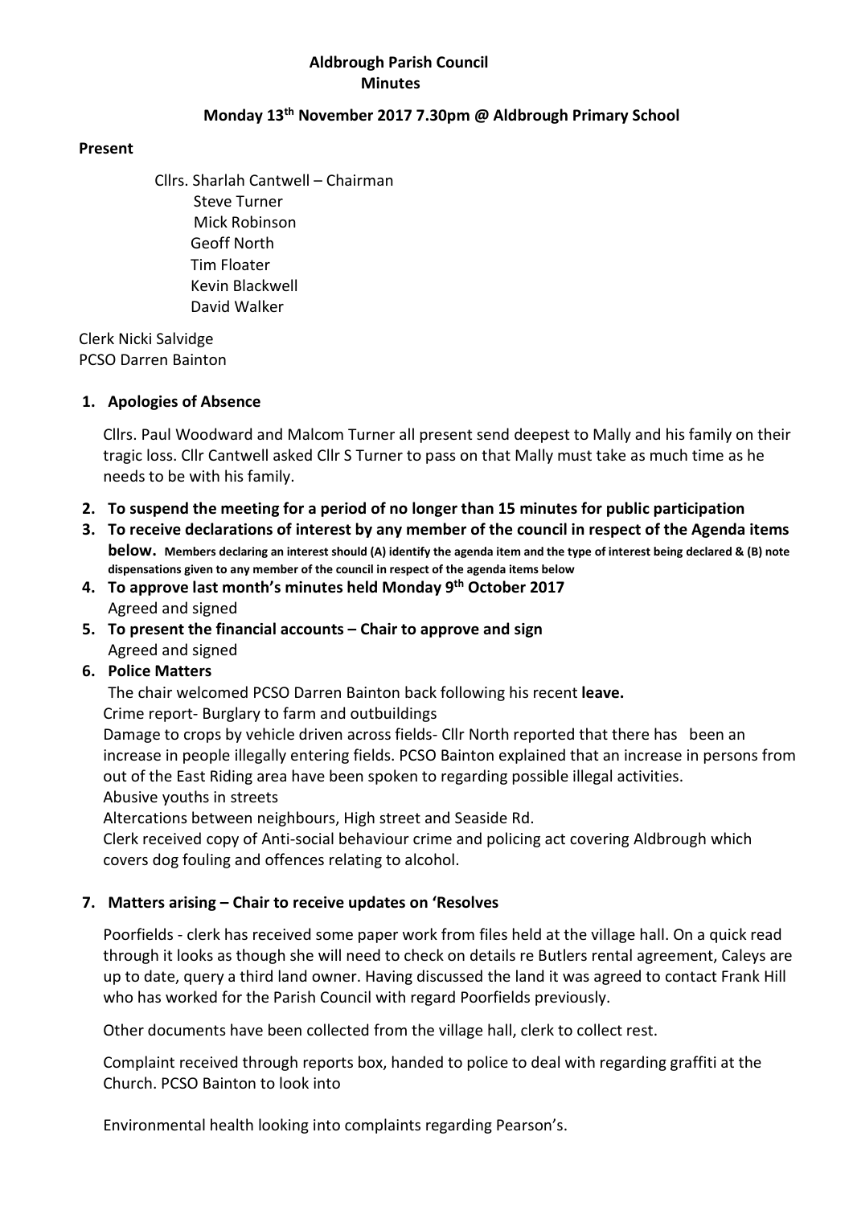**Aldbrough Parish Council**
**Minutes**

**Monday 13th November 2017 7.30pm @ Aldbrough Primary School**

**Present**

Cllrs. Sharlah Cantwell – Chairman
Steve Turner
Mick Robinson
Geoff North
Tim Floater
Kevin Blackwell
David Walker

Clerk Nicki Salvidge
PCSO Darren Bainton

1. **Apologies of Absence**

   Cllrs. Paul Woodward and Malcom Turner all present send deepest to Mally and his family on their tragic loss. Cllr Cantwell asked Cllr S Turner to pass on that Mally must take as much time as he needs to be with his family.

2. **To suspend the meeting for a period of no longer than 15 minutes for public participation**
3. **To receive declarations of interest by any member of the council in respect of the Agenda items below.** **Members declaring an interest should (A) identify the agenda item and the type of interest being declared & (B) note dispensations given to any member of the council in respect of the agenda items below**
4. **To approve last month's minutes held Monday 9th October 2017**
   Agreed and signed
5. **To present the financial accounts – Chair to approve and sign**
   Agreed and signed
6. **Police Matters**
   The chair welcomed PCSO Darren Bainton back following his recent **leave.**
   Crime report- Burglary to farm and outbuildings
   Damage to crops by vehicle driven across fields- Cllr North reported that there has been an increase in people illegally entering fields. PCSO Bainton explained that an increase in persons from out of the East Riding area have been spoken to regarding possible illegal activities.
   Abusive youths in streets
   Altercations between neighbours, High street and Seaside Rd.
   Clerk received copy of Anti-social behaviour crime and policing act covering Aldbrough which covers dog fouling and offences relating to alcohol.

7. **Matters arising – Chair to receive updates on 'Resolves**

   Poorfields - clerk has received some paper work from files held at the village hall. On a quick read through it looks as though she will need to check on details re Butlers rental agreement, Caleys are up to date, query a third land owner. Having discussed the land it was agreed to contact Frank Hill who has worked for the Parish Council with regard Poorfields previously.

   Other documents have been collected from the village hall, clerk to collect rest.

   Complaint received through reports box, handed to police to deal with regarding graffiti at the Church. PCSO Bainton to look into

   Environmental health looking into complaints regarding Pearson's.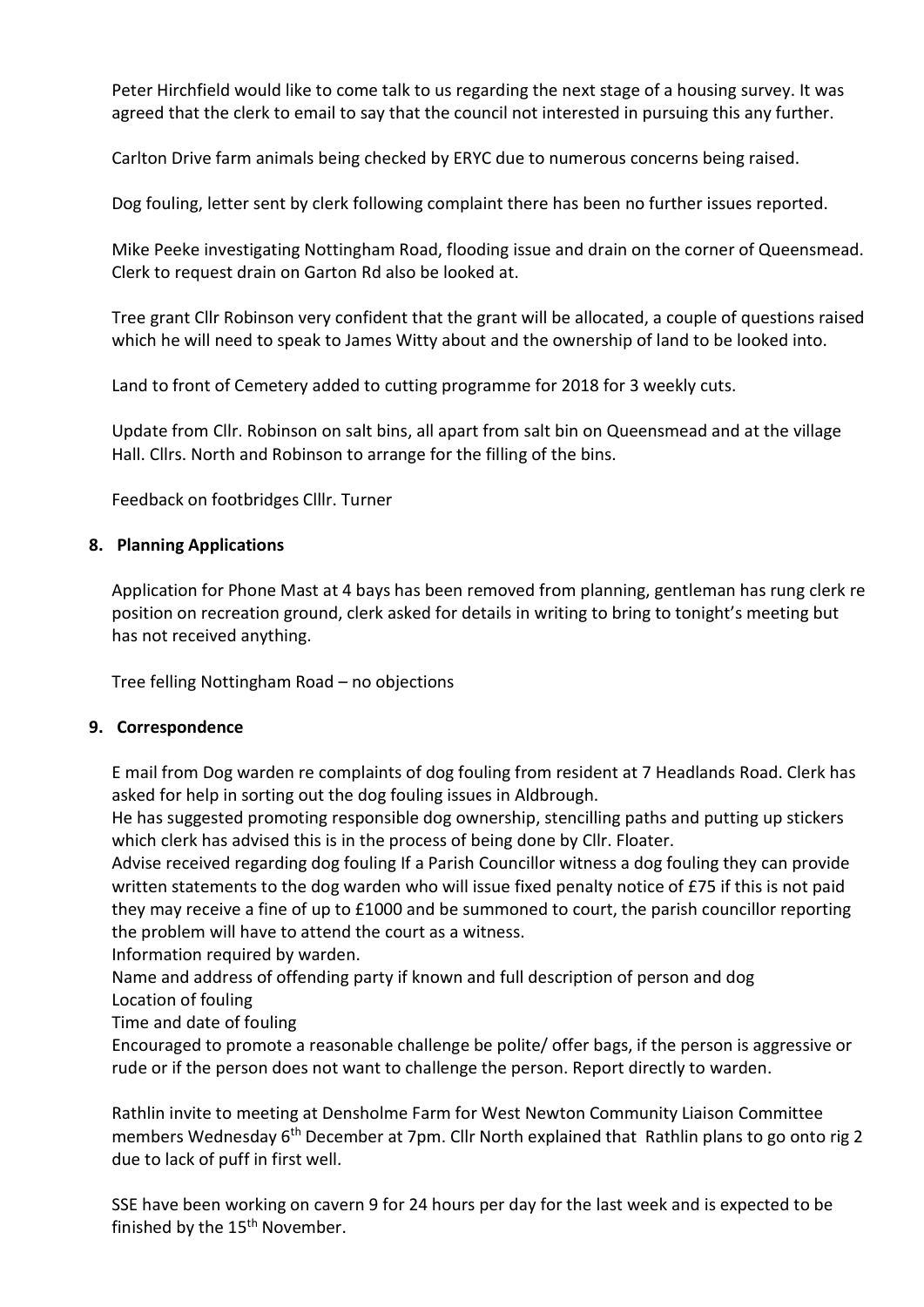Peter Hirchfield would like to come talk to us regarding the next stage of a housing survey. It was agreed that the clerk to email to say that the council not interested in pursuing this any further.

Carlton Drive farm animals being checked by ERYC due to numerous concerns being raised.

Dog fouling, letter sent by clerk following complaint there has been no further issues reported.

Mike Peeke investigating Nottingham Road, flooding issue and drain on the corner of Queensmead. Clerk to request drain on Garton Rd also be looked at.

Tree grant Cllr Robinson very confident that the grant will be allocated, a couple of questions raised which he will need to speak to James Witty about and the ownership of land to be looked into.

Land to front of Cemetery added to cutting programme for 2018 for 3 weekly cuts.

Update from Cllr. Robinson on salt bins, all apart from salt bin on Queensmead and at the village Hall. Cllrs. North and Robinson to arrange for the filling of the bins.

Feedback on footbridges Clllr. Turner

## 8. Planning Applications

Application for Phone Mast at 4 bays has been removed from planning, gentleman has rung clerk re position on recreation ground, clerk asked for details in writing to bring to tonight's meeting but has not received anything.

Tree felling Nottingham Road – no objections

## 9. Correspondence

E mail from Dog warden re complaints of dog fouling from resident at 7 Headlands Road. Clerk has asked for help in sorting out the dog fouling issues in Aldbrough.
He has suggested promoting responsible dog ownership, stencilling paths and putting up stickers which clerk has advised this is in the process of being done by Cllr. Floater.
Advise received regarding dog fouling If a Parish Councillor witness a dog fouling they can provide written statements to the dog warden who will issue fixed penalty notice of £75 if this is not paid they may receive a fine of up to £1000 and be summoned to court, the parish councillor reporting the problem will have to attend the court as a witness.
Information required by warden.
Name and address of offending party if known and full description of person and dog
Location of fouling
Time and date of fouling
Encouraged to promote a reasonable challenge be polite/ offer bags, if the person is aggressive or rude or if the person does not want to challenge the person. Report directly to warden.

Rathlin invite to meeting at Densholme Farm for West Newton Community Liaison Committee members Wednesday 6th December at 7pm. Cllr North explained that Rathlin plans to go onto rig 2 due to lack of puff in first well.

SSE have been working on cavern 9 for 24 hours per day for the last week and is expected to be finished by the 15th November.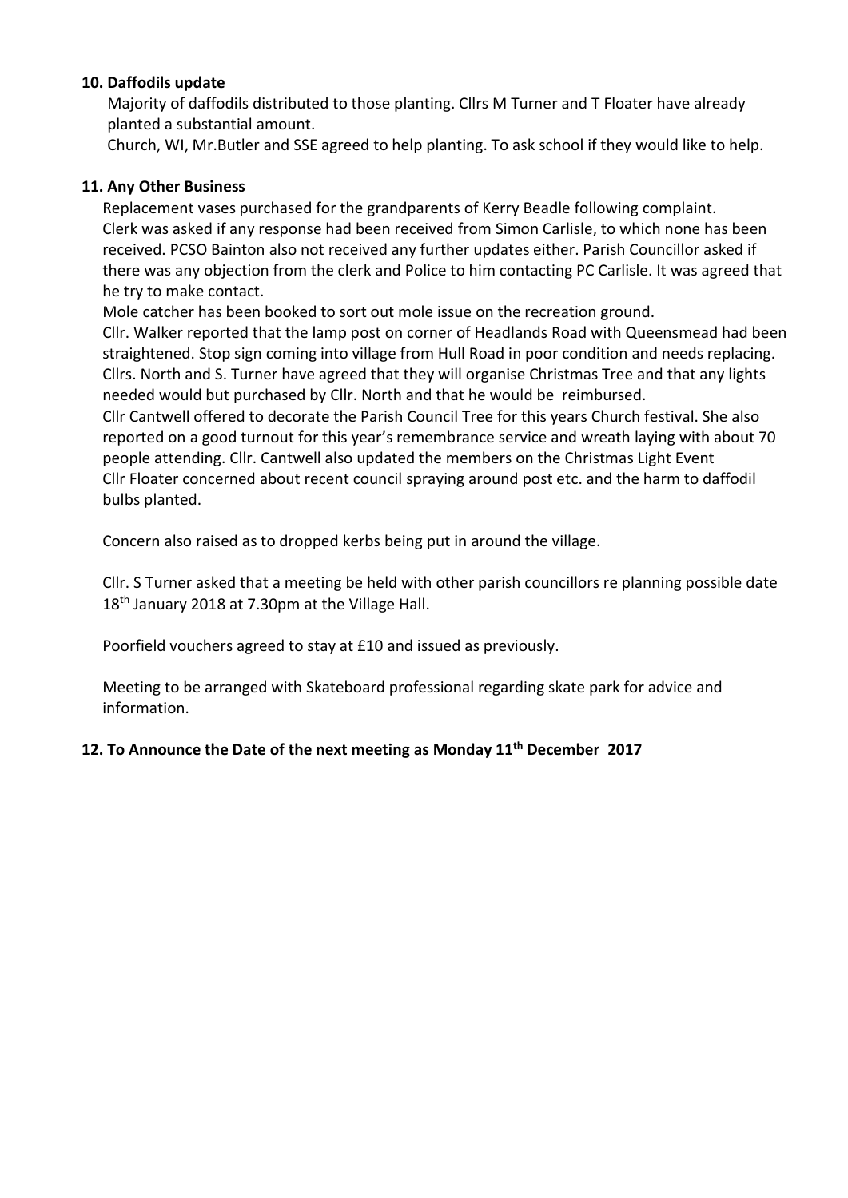**10. Daffodils update**

Majority of daffodils distributed to those planting. Cllrs M Turner and T Floater have already planted a substantial amount.

Church, WI, Mr.Butler and SSE agreed to help planting. To ask school if they would like to help.

**11. Any Other Business**

Replacement vases purchased for the grandparents of Kerry Beadle following complaint.
Clerk was asked if any response had been received from Simon Carlisle, to which none has been received. PCSO Bainton also not received any further updates either. Parish Councillor asked if there was any objection from the clerk and Police to him contacting PC Carlisle. It was agreed that he try to make contact.
Mole catcher has been booked to sort out mole issue on the recreation ground.
Cllr. Walker reported that the lamp post on corner of Headlands Road with Queensmead had been straightened. Stop sign coming into village from Hull Road in poor condition and needs replacing.
Cllrs. North and S. Turner have agreed that they will organise Christmas Tree and that any lights needed would but purchased by Cllr. North and that he would be reimbursed.
Cllr Cantwell offered to decorate the Parish Council Tree for this years Church festival. She also reported on a good turnout for this year's remembrance service and wreath laying with about 70 people attending. Cllr. Cantwell also updated the members on the Christmas Light Event
Cllr Floater concerned about recent council spraying around post etc. and the harm to daffodil bulbs planted.

Concern also raised as to dropped kerbs being put in around the village.

Cllr. S Turner asked that a meeting be held with other parish councillors re planning possible date 18th January 2018 at 7.30pm at the Village Hall.

Poorfield vouchers agreed to stay at £10 and issued as previously.

Meeting to be arranged with Skateboard professional regarding skate park for advice and information.

**12. To Announce the Date of the next meeting as Monday 11th December 2017**